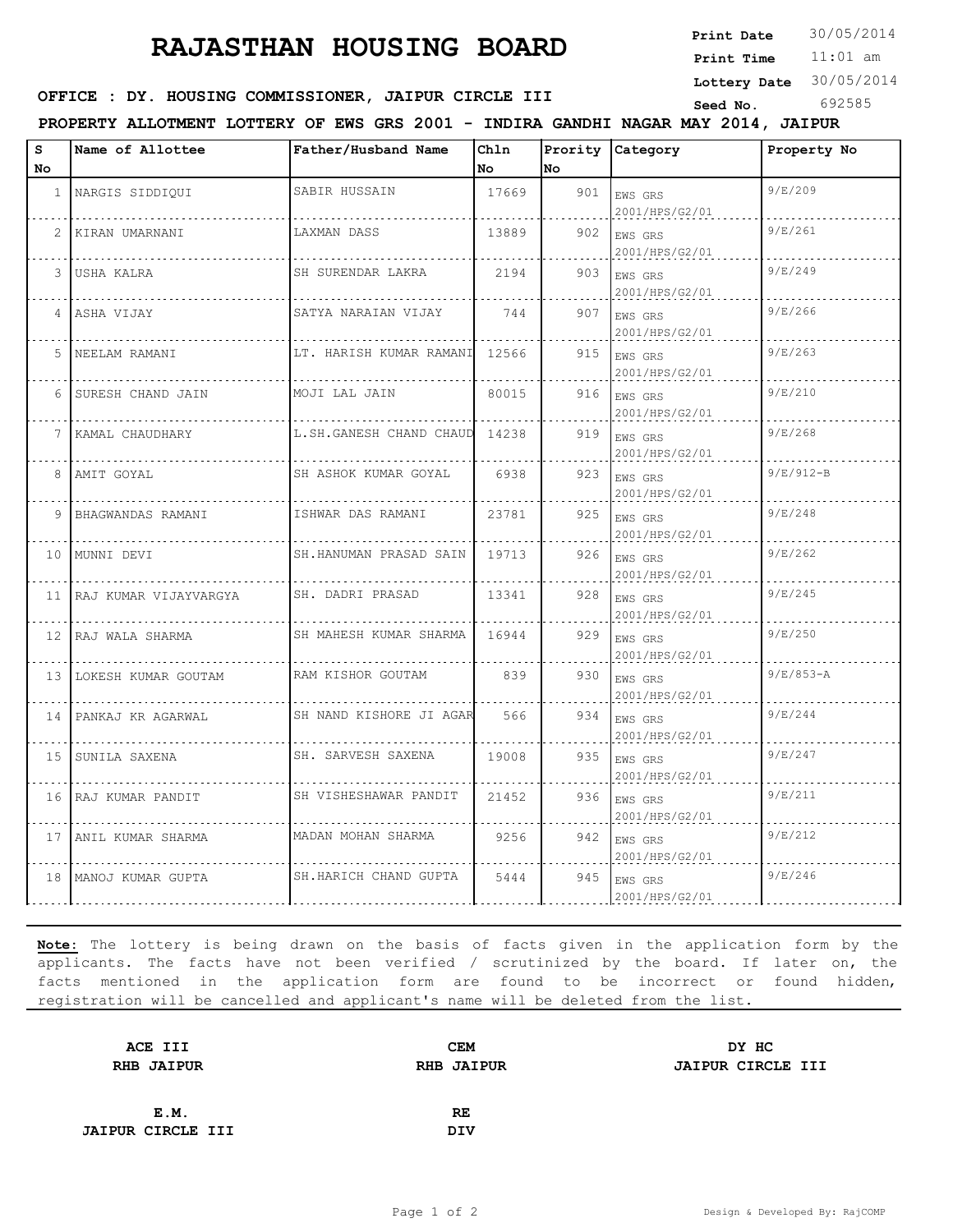# RAJASTHAN HOUSING BOARD

**Print Date** 30/05/2014
**Print Time** 11:01 am
**Lottery Date** 30/05/2014
**Seed No.** 692585

**OFFICE : DY. HOUSING COMMISSIONER, JAIPUR CIRCLE III**

**PROPERTY ALLOTMENT LOTTERY OF EWS GRS 2001 - INDIRA GANDHI NAGAR MAY 2014, JAIPUR**

| S No | Name of Allottee | Father/Husband Name | Chln No | Prority No | Category | Property No |
|---|---|---|---|---|---|---|
| 1 | NARGIS SIDDIQUI | SABIR HUSSAIN | 17669 | 901 | EWS GRS 2001/HPS/G2/01 | 9/E/209 |
| 2 | KIRAN UMARNANI | LAXMAN DASS | 13889 | 902 | EWS GRS 2001/HPS/G2/01 | 9/E/261 |
| 3 | USHA KALRA | SH SURENDAR LAKRA | 2194 | 903 | EWS GRS 2001/HPS/G2/01 | 9/E/249 |
| 4 | ASHA VIJAY | SATYA NARAIAN VIJAY | 744 | 907 | EWS GRS 2001/HPS/G2/01 | 9/E/266 |
| 5 | NEELAM RAMANI | LT. HARISH KUMAR RAMANI | 12566 | 915 | EWS GRS 2001/HPS/G2/01 | 9/E/263 |
| 6 | SURESH CHAND JAIN | MOJI LAL JAIN | 80015 | 916 | EWS GRS 2001/HPS/G2/01 | 9/E/210 |
| 7 | KAMAL CHAUDHARY | L.SH.GANESH CHAND CHAUD | 14238 | 919 | EWS GRS 2001/HPS/G2/01 | 9/E/268 |
| 8 | AMIT GOYAL | SH ASHOK KUMAR GOYAL | 6938 | 923 | EWS GRS 2001/HPS/G2/01 | 9/E/912-B |
| 9 | BHAGWANDAS RAMANI | ISHWAR DAS RAMANI | 23781 | 925 | EWS GRS 2001/HPS/G2/01 | 9/E/248 |
| 10 | MUNNI DEVI | SH.HANUMAN PRASAD SAIN | 19713 | 926 | EWS GRS 2001/HPS/G2/01 | 9/E/262 |
| 11 | RAJ KUMAR VIJAYVARGYA | SH. DADRI PRASAD | 13341 | 928 | EWS GRS 2001/HPS/G2/01 | 9/E/245 |
| 12 | RAJ WALA SHARMA | SH MAHESH KUMAR SHARMA | 16944 | 929 | EWS GRS 2001/HPS/G2/01 | 9/E/250 |
| 13 | LOKESH KUMAR GOUTAM | RAM KISHOR GOUTAM | 839 | 930 | EWS GRS 2001/HPS/G2/01 | 9/E/853-A |
| 14 | PANKAJ KR AGARWAL | SH NAND KISHORE JI AGAR | 566 | 934 | EWS GRS 2001/HPS/G2/01 | 9/E/244 |
| 15 | SUNILA SAXENA | SH. SARVESH SAXENA | 19008 | 935 | EWS GRS 2001/HPS/G2/01 | 9/E/247 |
| 16 | RAJ KUMAR PANDIT | SH VISHESHAWAR PANDIT | 21452 | 936 | EWS GRS 2001/HPS/G2/01 | 9/E/211 |
| 17 | ANIL KUMAR SHARMA | MADAN MOHAN SHARMA | 9256 | 942 | EWS GRS 2001/HPS/G2/01 | 9/E/212 |
| 18 | MANOJ KUMAR GUPTA | SH.HARICH CHAND GUPTA | 5444 | 945 | EWS GRS 2001/HPS/G2/01 | 9/E/246 |

**Note:** The lottery is being drawn on the basis of facts given in the application form by the applicants. The facts have not been verified / scrutinized by the board. If later on, the facts mentioned in the application form are found to be incorrect or found hidden, registration will be cancelled and applicant's name will be deleted from the list.

**ACE III**
**RHB JAIPUR**

**CEM**
**RHB JAIPUR**

**DY HC**
**JAIPUR CIRCLE III**

**E.M.**
**JAIPUR CIRCLE III**

**RE**
**DIV**

Design & Developed By: RajCOMP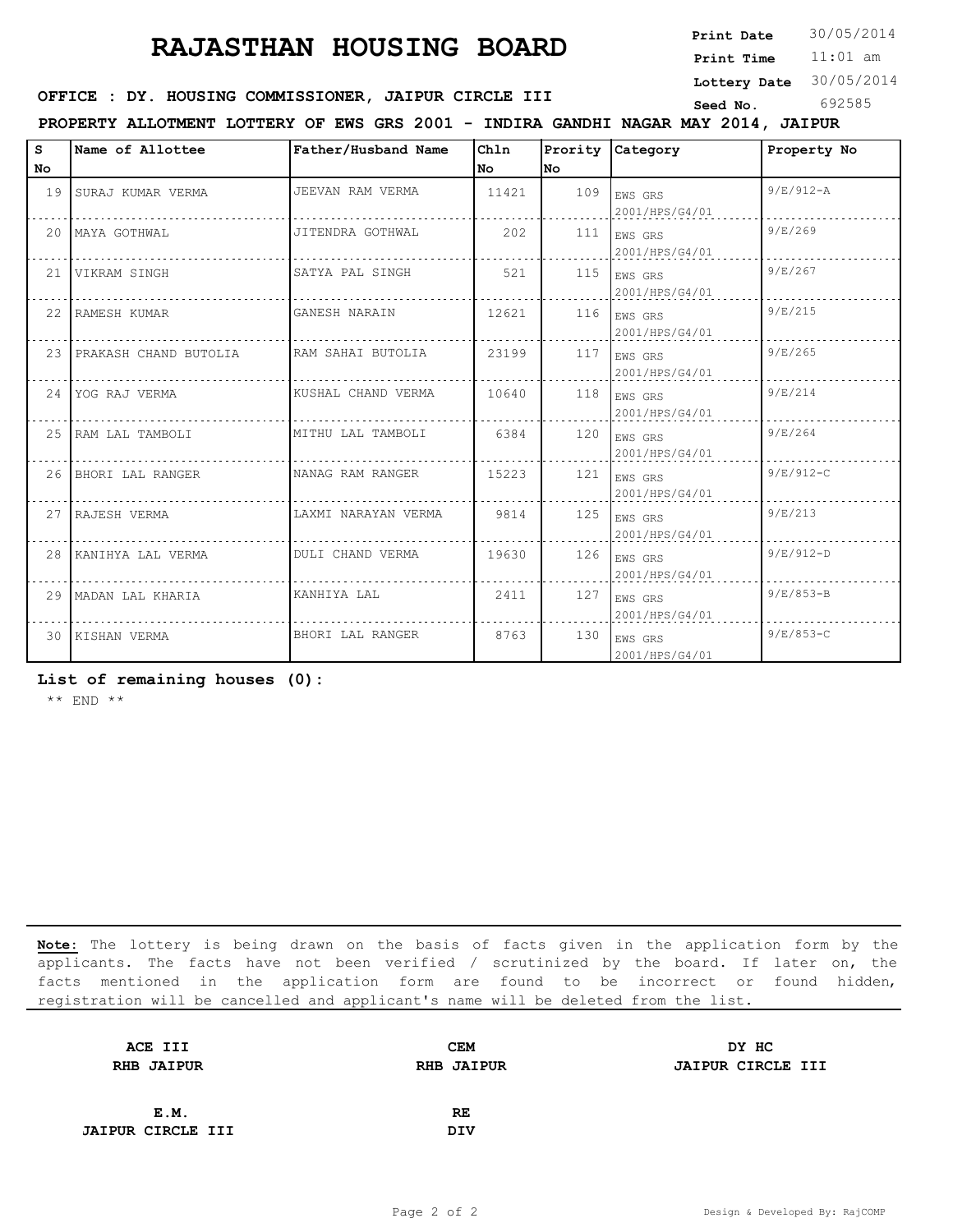# RAJASTHAN HOUSING BOARD

**Print Date** 30/05/2014
**Print Time** 11:01 am
**Lottery Date** 30/05/2014
**Seed No.** 692585

**OFFICE : DY. HOUSING COMMISSIONER, JAIPUR CIRCLE III**

**PROPERTY ALLOTMENT LOTTERY OF EWS GRS 2001 - INDIRA GANDHI NAGAR MAY 2014, JAIPUR**

| S No | Name of Allottee | Father/Husband Name | Chln No | Prority No | Category | Property No |
|---|---|---|---|---|---|---|
| 19 | SURAJ KUMAR VERMA | JEEVAN RAM VERMA | 11421 | 109 | EWS GRS 2001/HPS/G4/01 | 9/E/912-A |
| 20 | MAYA GOTHWAL | JITENDRA GOTHWAL | 202 | 111 | EWS GRS 2001/HPS/G4/01 | 9/E/269 |
| 21 | VIKRAM SINGH | SATYA PAL SINGH | 521 | 115 | EWS GRS 2001/HPS/G4/01 | 9/E/267 |
| 22 | RAMESH KUMAR | GANESH NARAIN | 12621 | 116 | EWS GRS 2001/HPS/G4/01 | 9/E/215 |
| 23 | PRAKASH CHAND BUTOLIA | RAM SAHAI BUTOLIA | 23199 | 117 | EWS GRS 2001/HPS/G4/01 | 9/E/265 |
| 24 | YOG RAJ VERMA | KUSHAL CHAND VERMA | 10640 | 118 | EWS GRS 2001/HPS/G4/01 | 9/E/214 |
| 25 | RAM LAL TAMBOLI | MITHU LAL TAMBOLI | 6384 | 120 | EWS GRS 2001/HPS/G4/01 | 9/E/264 |
| 26 | BHORI LAL RANGER | NANAG RAM RANGER | 15223 | 121 | EWS GRS 2001/HPS/G4/01 | 9/E/912-C |
| 27 | RAJESH VERMA | LAXMI NARAYAN VERMA | 9814 | 125 | EWS GRS 2001/HPS/G4/01 | 9/E/213 |
| 28 | KANIHYA LAL VERMA | DULI CHAND VERMA | 19630 | 126 | EWS GRS 2001/HPS/G4/01 | 9/E/912-D |
| 29 | MADAN LAL KHARIA | KANHIYA LAL | 2411 | 127 | EWS GRS 2001/HPS/G4/01 | 9/E/853-B |
| 30 | KISHAN VERMA | BHORI LAL RANGER | 8763 | 130 | EWS GRS 2001/HPS/G4/01 | 9/E/853-C |

**List of remaining houses (0):**

** END **

**Note:** The lottery is being drawn on the basis of facts given in the application form by the applicants. The facts have not been verified / scrutinized by the board. If later on, the facts mentioned in the application form are found to be incorrect or found hidden, registration will be cancelled and applicant's name will be deleted from the list.

| | | |
|---|---|---|
| **ACE III**<br>**RHB JAIPUR** | **CEM**<br>**RHB JAIPUR** | **DY HC**<br>**JAIPUR CIRCLE III** |
| **E.M.**<br>**JAIPUR CIRCLE III** | **RE**<br>**DIV** | |

Design & Developed By: RajCOMP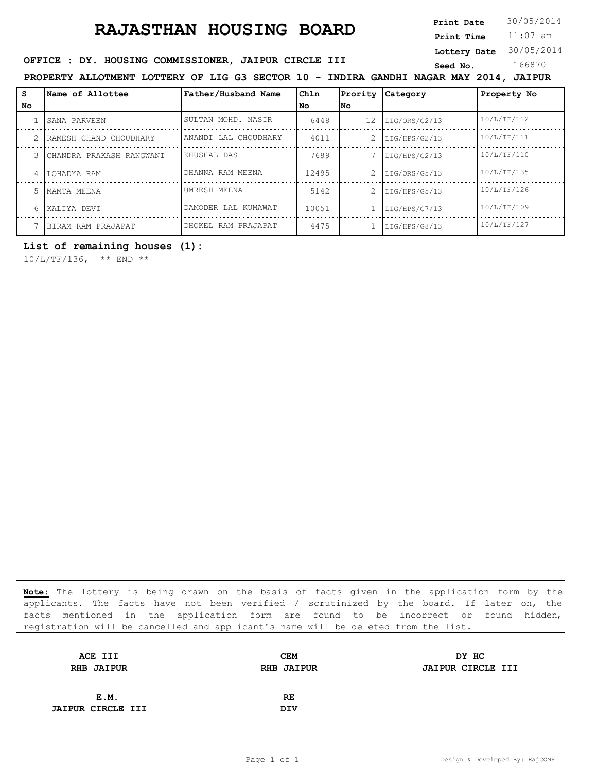# RAJASTHAN HOUSING BOARD

**Print Date** 30/05/2014
**Print Time** 11:07 am
**Lottery Date** 30/05/2014
**Seed No.** 166870

**OFFICE : DY. HOUSING COMMISSIONER, JAIPUR CIRCLE III**

**PROPERTY ALLOTMENT LOTTERY OF LIG G3 SECTOR 10 - INDIRA GANDHI NAGAR MAY 2014, JAIPUR**

| S No | Name of Allottee | Father/Husband Name | Chln No | Prority No | Category | Property No |
|---|---|---|---|---|---|---|
| 1 | SANA PARVEEN | SULTAN MOHD. NASIR | 6448 | 12 | LIG/ORS/G2/13 | 10/L/TF/112 |
| 2 | RAMESH CHAND CHOUDHARY | ANANDI LAL CHOUDHARY | 4011 | 2 | LIG/HPS/G2/13 | 10/L/TF/111 |
| 3 | CHANDRA PRAKASH RANGWANI | KHUSHAL DAS | 7689 | 7 | LIG/HPS/G2/13 | 10/L/TF/110 |
| 4 | LOHADYA RAM | DHANNA RAM MEENA | 12495 | 2 | LIG/ORS/G5/13 | 10/L/TF/135 |
| 5 | MAMTA MEENA | UMRESH MEENA | 5142 | 2 | LIG/HPS/G5/13 | 10/L/TF/126 |
| 6 | KALIYA DEVI | DAMODER LAL KUMAWAT | 10051 | 1 | LIG/HPS/G7/13 | 10/L/TF/109 |
| 7 | BIRAM RAM PRAJAPAT | DHOKEL RAM PRAJAPAT | 4475 | 1 | LIG/HPS/G8/13 | 10/L/TF/127 |

**List of remaining houses (1):**

10/L/TF/136, ** END **

**Note:** The lottery is being drawn on the basis of facts given in the application form by the applicants. The facts have not been verified / scrutinized by the board. If later on, the facts mentioned in the application form are found to be incorrect or found hidden, registration will be cancelled and applicant's name will be deleted from the list.

| | | |
|---|---|---|
| **ACE III**<br>**RHB JAIPUR** | **CEM**<br>**RHB JAIPUR** | **DY HC**<br>**JAIPUR CIRCLE III** |
| **E.M.**<br>**JAIPUR CIRCLE III** | **RE**<br>**DIV** | |

Design & Developed By: RajCOMP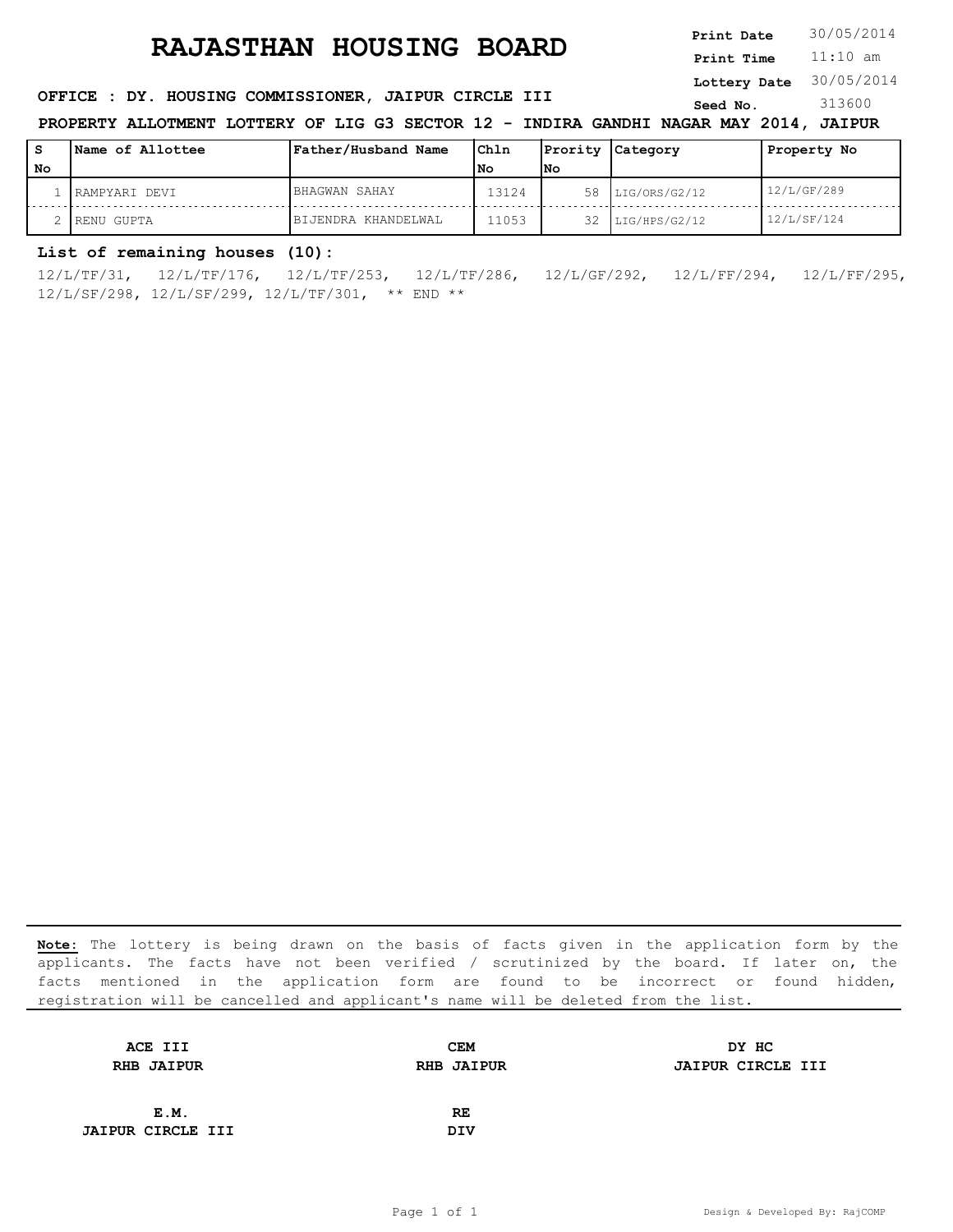# RAJASTHAN HOUSING BOARD

**Print Date** 30/05/2014
**Print Time** 11:10 am
**Lottery Date** 30/05/2014
**Seed No.** 313600

**OFFICE : DY. HOUSING COMMISSIONER, JAIPUR CIRCLE III**

**PROPERTY ALLOTMENT LOTTERY OF LIG G3 SECTOR 12 - INDIRA GANDHI NAGAR MAY 2014, JAIPUR**

| S No | Name of Allottee | Father/Husband Name | Chln No | Prority No | Category | Property No |
|---|---|---|---|---|---|---|
| 1 | RAMPYARI DEVI | BHAGWAN SAHAY | 13124 | 58 | LIG/ORS/G2/12 | 12/L/GF/289 |
| 2 | RENU GUPTA | BIJENDRA KHANDELWAL | 11053 | 32 | LIG/HPS/G2/12 | 12/L/SF/124 |

**List of remaining houses (10):**

12/L/TF/31, 12/L/TF/176, 12/L/TF/253, 12/L/TF/286, 12/L/GF/292, 12/L/FF/294, 12/L/FF/295, 12/L/SF/298, 12/L/SF/299, 12/L/TF/301, ** END **

**Note:** The lottery is being drawn on the basis of facts given in the application form by the applicants. The facts have not been verified / scrutinized by the board. If later on, the facts mentioned in the application form are found to be incorrect or found hidden, registration will be cancelled and applicant's name will be deleted from the list.

| | | |
|---|---|---|
| **ACE III** **RHB JAIPUR** | **CEM** **RHB JAIPUR** | **DY HC** **JAIPUR CIRCLE III** |
| **E.M.** **JAIPUR CIRCLE III** | **RE** **DIV** | |

Design & Developed By: RajCOMP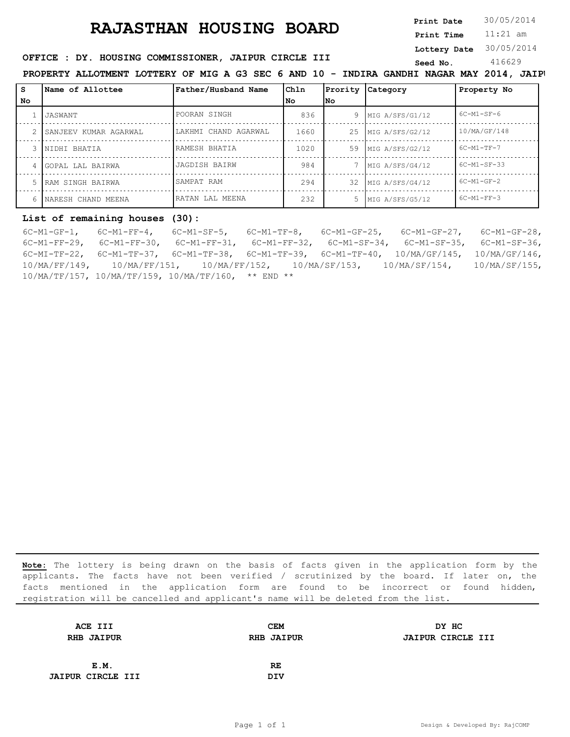# RAJASTHAN HOUSING BOARD

**Print Date** 30/05/2014
**Print Time** 11:21 am
**Lottery Date** 30/05/2014
**Seed No.** 416629

**OFFICE : DY. HOUSING COMMISSIONER, JAIPUR CIRCLE III**

**PROPERTY ALLOTMENT LOTTERY OF MIG A G3 SEC 6 AND 10 - INDIRA GANDHI NAGAR MAY 2014, JAIPU**

| S No | Name of Allottee | Father/Husband Name | Chln No | Prority No | Category | Property No |
|---|---|---|---|---|---|---|
| 1 | JASWANT | POORAN SINGH | 836 | 9 | MIG A/SFS/G1/12 | 6C-M1-SF-6 |
| 2 | SANJEEV KUMAR AGARWAL | LAKHMI CHAND AGARWAL | 1660 | 25 | MIG A/SFS/G2/12 | 10/MA/GF/148 |
| 3 | NIDHI BHATIA | RAMESH BHATIA | 1020 | 59 | MIG A/SFS/G2/12 | 6C-M1-TF-7 |
| 4 | GOPAL LAL BAIRWA | JAGDISH BAIRW | 984 | 7 | MIG A/SFS/G4/12 | 6C-M1-SF-33 |
| 5 | RAM SINGH BAIRWA | SAMPAT RAM | 294 | 32 | MIG A/SFS/G4/12 | 6C-M1-GF-2 |
| 6 | NARESH CHAND MEENA | RATAN LAL MEENA | 232 | 5 | MIG A/SFS/G5/12 | 6C-M1-FF-3 |

**List of remaining houses (30):**

6C-M1-GF-1, 6C-M1-FF-4, 6C-M1-SF-5, 6C-M1-TF-8, 6C-M1-GF-25, 6C-M1-GF-27, 6C-M1-GF-28, 6C-M1-FF-29, 6C-M1-FF-30, 6C-M1-FF-31, 6C-M1-FF-32, 6C-M1-SF-34, 6C-M1-SF-35, 6C-M1-SF-36, 6C-MI-TF-22, 6C-M1-TF-37, 6C-M1-TF-38, 6C-M1-TF-39, 6C-M1-TF-40, 10/MA/GF/145, 10/MA/GF/146, 10/MA/FF/149, 10/MA/FF/151, 10/MA/FF/152, 10/MA/SF/153, 10/MA/SF/154, 10/MA/SF/155, 10/MA/TF/157, 10/MA/TF/159, 10/MA/TF/160, ** END **

**Note:** The lottery is being drawn on the basis of facts given in the application form by the applicants. The facts have not been verified / scrutinized by the board. If later on, the facts mentioned in the application form are found to be incorrect or found hidden, registration will be cancelled and applicant's name will be deleted from the list.

**ACE III**
**RHB JAIPUR**

**CEM**
**RHB JAIPUR**

**DY HC**
**JAIPUR CIRCLE III**

**E.M.**
**JAIPUR CIRCLE III**

**RE**
**DIV**

Design & Developed By: RajCOMP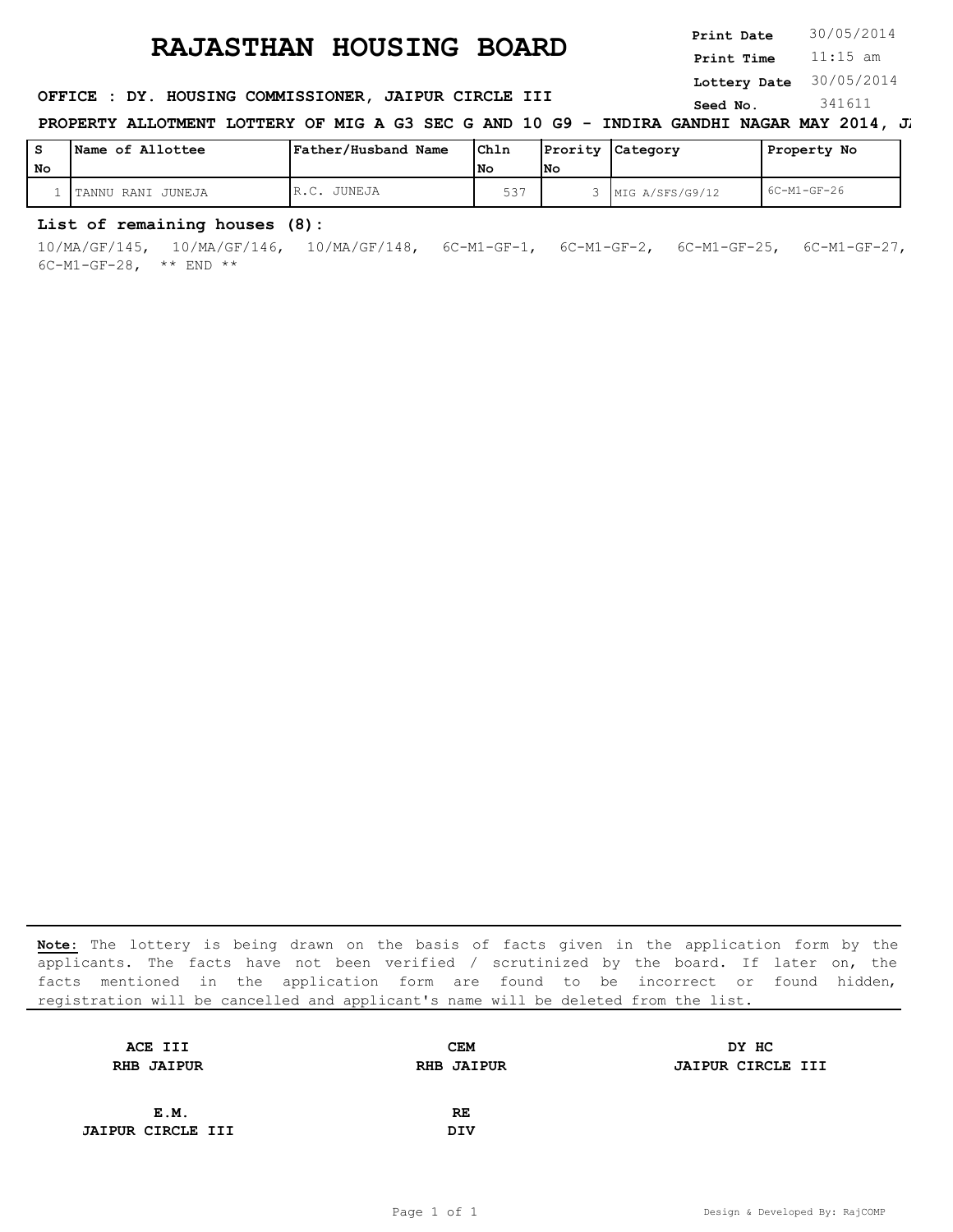# RAJASTHAN HOUSING BOARD

**Print Date** 30/05/2014
**Print Time** 11:15 am
**Lottery Date** 30/05/2014
**Seed No.** 341611

**OFFICE : DY. HOUSING COMMISSIONER, JAIPUR CIRCLE III**

**PROPERTY ALLOTMENT LOTTERY OF MIG A G3 SEC G AND 10 G9 - INDIRA GANDHI NAGAR MAY 2014, J**

| S No | Name of Allottee | Father/Husband Name | Chln No | Prority No | Category | Property No |
|---|---|---|---|---|---|---|
| 1 | TANNU RANI JUNEJA | R.C. JUNEJA | 537 | 3 | MIG A/SFS/G9/12 | 6C-M1-GF-26 |

**List of remaining houses (8):**

10/MA/GF/145, 10/MA/GF/146, 10/MA/GF/148, 6C-M1-GF-1, 6C-M1-GF-2, 6C-M1-GF-25, 6C-M1-GF-27, 6C-M1-GF-28, ** END **

**Note:** The lottery is being drawn on the basis of facts given in the application form by the applicants. The facts have not been verified / scrutinized by the board. If later on, the facts mentioned in the application form are found to be incorrect or found hidden, registration will be cancelled and applicant's name will be deleted from the list.

| **ACE III** | **CEM** | **DY HC** |
|---|---|---|
| **RHB JAIPUR** | **RHB JAIPUR** | **JAIPUR CIRCLE III** |
| **E.M.** | **RE** | |
| **JAIPUR CIRCLE III** | **DIV** | |

Design & Developed By: RajCOMP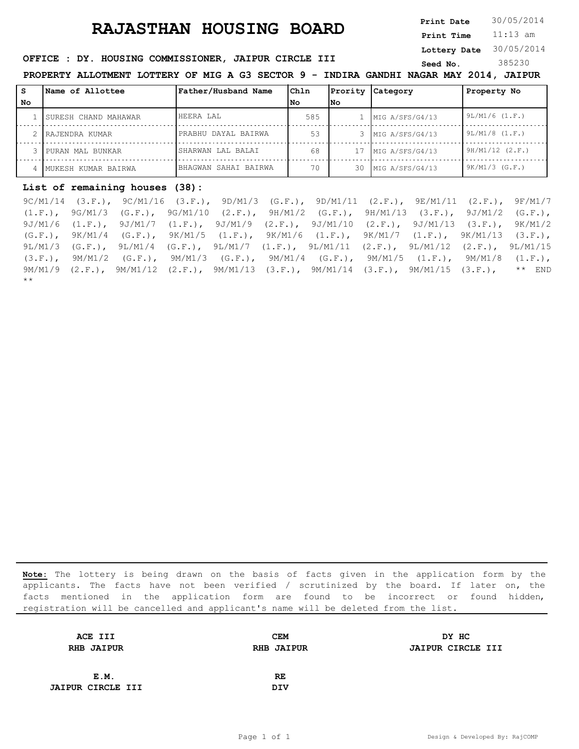# RAJASTHAN HOUSING BOARD

**Print Date** 30/05/2014
**Print Time** 11:13 am
**Lottery Date** 30/05/2014
**Seed No.** 385230

**OFFICE : DY. HOUSING COMMISSIONER, JAIPUR CIRCLE III**

**PROPERTY ALLOTMENT LOTTERY OF MIG A G3 SECTOR 9 - INDIRA GANDHI NAGAR MAY 2014, JAIPUR**

| S No | Name of Allottee | Father/Husband Name | Chln No | Prority No | Category | Property No |
|---|---|---|---|---|---|---|
| 1 | SURESH CHAND MAHAWAR | HEERA LAL | 585 | 1 | MIG A/SFS/G4/13 | 9L/M1/6 (1.F.) |
| 2 | RAJENDRA KUMAR | PRABHU DAYAL BAIRWA | 53 | 3 | MIG A/SFS/G4/13 | 9L/M1/8 (1.F.) |
| 3 | PURAN MAL BUNKAR | SHARWAN LAL BALAI | 68 | 17 | MIG A/SFS/G4/13 | 9H/M1/12 (2.F.) |
| 4 | MUKESH KUMAR BAIRWA | BHAGWAN SAHAI BAIRWA | 70 | 30 | MIG A/SFS/G4/13 | 9K/M1/3 (G.F.) |

**List of remaining houses (38):**

9C/M1/14 (3.F.), 9C/M1/16 (3.F.), 9D/M1/3 (G.F.), 9D/M1/11 (2.F.), 9E/M1/11 (2.F.), 9F/M1/7 (1.F.), 9G/M1/3 (G.F.), 9G/M1/10 (2.F.), 9H/M1/2 (G.F.), 9H/M1/13 (3.F.), 9J/M1/2 (G.F.), 9J/M1/6 (1.F.), 9J/M1/7 (1.F.), 9J/M1/9 (2.F.), 9J/M1/10 (2.F.), 9J/M1/13 (3.F.), 9K/M1/2 (G.F.), 9K/M1/4 (G.F.), 9K/M1/5 (1.F.), 9K/M1/6 (1.F.), 9K/M1/7 (1.F.), 9K/M1/13 (3.F.), 9L/M1/3 (G.F.), 9L/M1/4 (G.F.), 9L/M1/7 (1.F.), 9L/M1/11 (2.F.), 9L/M1/12 (2.F.), 9L/M1/15 (3.F.), 9M/M1/2 (G.F.), 9M/M1/3 (G.F.), 9M/M1/4 (G.F.), 9M/M1/5 (1.F.), 9M/M1/8 (1.F.), 9M/M1/9 (2.F.), 9M/M1/12 (2.F.), 9M/M1/13 (3.F.), 9M/M1/14 (3.F.), 9M/M1/15 (3.F.), ** END **

**Note:** The lottery is being drawn on the basis of facts given in the application form by the applicants. The facts have not been verified / scrutinized by the board. If later on, the facts mentioned in the application form are found to be incorrect or found hidden, registration will be cancelled and applicant's name will be deleted from the list.

| | | |
|---|---|---|
| **ACE III**<br>**RHB JAIPUR** | **CEM**<br>**RHB JAIPUR** | **DY HC**<br>**JAIPUR CIRCLE III** |
| **E.M.**<br>**JAIPUR CIRCLE III** | **RE**<br>**DIV** | |

Design & Developed By: RajCOMP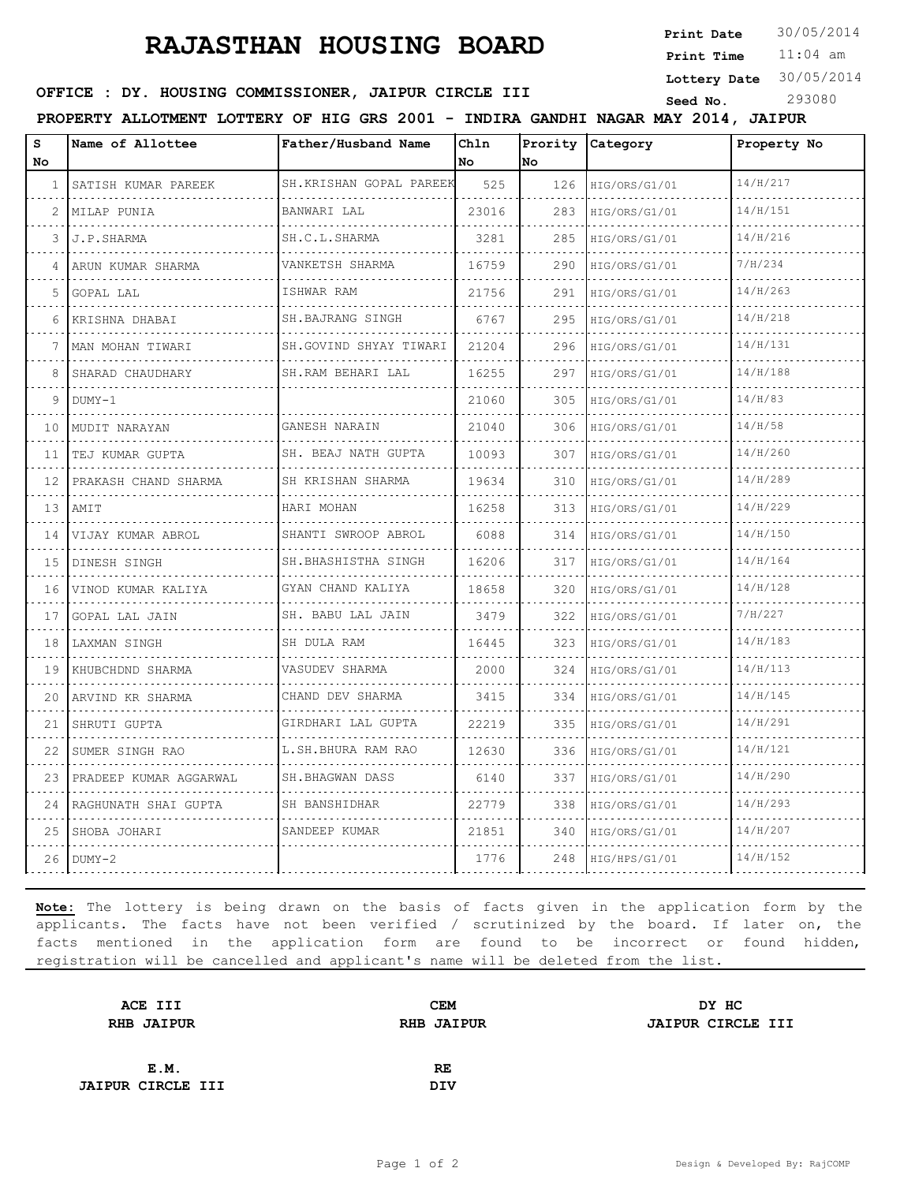# RAJASTHAN HOUSING BOARD

**Print Date** 30/05/2014
**Print Time** 11:04 am
**Lottery Date** 30/05/2014
**Seed No.** 293080

**OFFICE : DY. HOUSING COMMISSIONER, JAIPUR CIRCLE III**

**PROPERTY ALLOTMENT LOTTERY OF HIG GRS 2001 - INDIRA GANDHI NAGAR MAY 2014, JAIPUR**

| S No | Name of Allottee | Father/Husband Name | Chln No | Prority No | Category | Property No |
|---|---|---|---|---|---|---|
| 1 | SATISH KUMAR PAREEK | SH.KRISHAN GOPAL PAREEK | 525 | 126 | HIG/ORS/G1/01 | 14/H/217 |
| 2 | MILAP PUNIA | BANWARI LAL | 23016 | 283 | HIG/ORS/G1/01 | 14/H/151 |
| 3 | J.P.SHARMA | SH.C.L.SHARMA | 3281 | 285 | HIG/ORS/G1/01 | 14/H/216 |
| 4 | ARUN KUMAR SHARMA | VANKETSH SHARMA | 16759 | 290 | HIG/ORS/G1/01 | 7/H/234 |
| 5 | GOPAL LAL | ISHWAR RAM | 21756 | 291 | HIG/ORS/G1/01 | 14/H/263 |
| 6 | KRISHNA DHABAI | SH.BAJRANG SINGH | 6767 | 295 | HIG/ORS/G1/01 | 14/H/218 |
| 7 | MAN MOHAN TIWARI | SH.GOVIND SHYAY TIWARI | 21204 | 296 | HIG/ORS/G1/01 | 14/H/131 |
| 8 | SHARAD CHAUDHARY | SH.RAM BEHARI LAL | 16255 | 297 | HIG/ORS/G1/01 | 14/H/188 |
| 9 | DUMY-1 | | 21060 | 305 | HIG/ORS/G1/01 | 14/H/83 |
| 10 | MUDIT NARAYAN | GANESH NARAIN | 21040 | 306 | HIG/ORS/G1/01 | 14/H/58 |
| 11 | TEJ KUMAR GUPTA | SH. BEAJ NATH GUPTA | 10093 | 307 | HIG/ORS/G1/01 | 14/H/260 |
| 12 | PRAKASH CHAND SHARMA | SH KRISHAN SHARMA | 19634 | 310 | HIG/ORS/G1/01 | 14/H/289 |
| 13 | AMIT | HARI MOHAN | 16258 | 313 | HIG/ORS/G1/01 | 14/H/229 |
| 14 | VIJAY KUMAR ABROL | SHANTI SWROOP ABROL | 6088 | 314 | HIG/ORS/G1/01 | 14/H/150 |
| 15 | DINESH SINGH | SH.BHASHISTHA SINGH | 16206 | 317 | HIG/ORS/G1/01 | 14/H/164 |
| 16 | VINOD KUMAR KALIYA | GYAN CHAND KALIYA | 18658 | 320 | HIG/ORS/G1/01 | 14/H/128 |
| 17 | GOPAL LAL JAIN | SH. BABU LAL JAIN | 3479 | 322 | HIG/ORS/G1/01 | 7/H/227 |
| 18 | LAXMAN SINGH | SH DULA RAM | 16445 | 323 | HIG/ORS/G1/01 | 14/H/183 |
| 19 | KHUBCHDND SHARMA | VASUDEV SHARMA | 2000 | 324 | HIG/ORS/G1/01 | 14/H/113 |
| 20 | ARVIND KR SHARMA | CHAND DEV SHARMA | 3415 | 334 | HIG/ORS/G1/01 | 14/H/145 |
| 21 | SHRUTI GUPTA | GIRDHARI LAL GUPTA | 22219 | 335 | HIG/ORS/G1/01 | 14/H/291 |
| 22 | SUMER SINGH RAO | L.SH.BHURA RAM RAO | 12630 | 336 | HIG/ORS/G1/01 | 14/H/121 |
| 23 | PRADEEP KUMAR AGGARWAL | SH.BHAGWAN DASS | 6140 | 337 | HIG/ORS/G1/01 | 14/H/290 |
| 24 | RAGHUNATH SHAI GUPTA | SH BANSHIDHAR | 22779 | 338 | HIG/ORS/G1/01 | 14/H/293 |
| 25 | SHOBA JOHARI | SANDEEP KUMAR | 21851 | 340 | HIG/ORS/G1/01 | 14/H/207 |
| 26 | DUMY-2 | | 1776 | 248 | HIG/HPS/G1/01 | 14/H/152 |

**Note:** The lottery is being drawn on the basis of facts given in the application form by the applicants. The facts have not been verified / scrutinized by the board. If later on, the facts mentioned in the application form are found to be incorrect or found hidden, registration will be cancelled and applicant's name will be deleted from the list.

**ACE III**
**RHB JAIPUR**

**CEM**
**RHB JAIPUR**

**DY HC**
**JAIPUR CIRCLE III**

**E.M.**
**JAIPUR CIRCLE III**

**RE**
**DIV**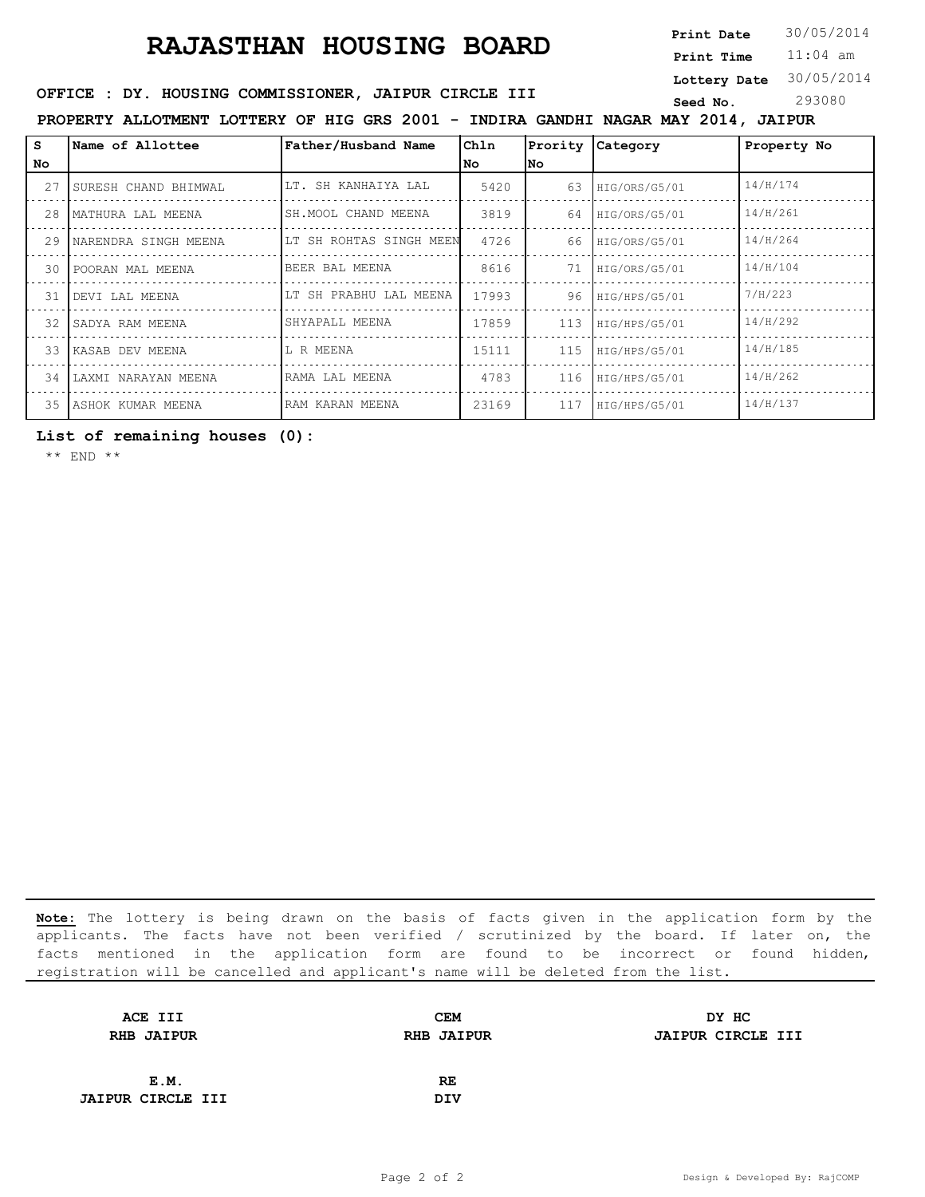# RAJASTHAN HOUSING BOARD

**Print Date** 30/05/2014
**Print Time** 11:04 am
**Lottery Date** 30/05/2014
**Seed No.** 293080

**OFFICE : DY. HOUSING COMMISSIONER, JAIPUR CIRCLE III**

**PROPERTY ALLOTMENT LOTTERY OF HIG GRS 2001 - INDIRA GANDHI NAGAR MAY 2014, JAIPUR**

| S No | Name of Allottee | Father/Husband Name | Chln No | Prority No | Category | Property No |
|---|---|---|---|---|---|---|
| 27 | SURESH CHAND BHIMWAL | LT. SH KANHAIYA LAL | 5420 | 63 | HIG/ORS/G5/01 | 14/H/174 |
| 28 | MATHURA LAL MEENA | SH.MOOL CHAND MEENA | 3819 | 64 | HIG/ORS/G5/01 | 14/H/261 |
| 29 | NARENDRA SINGH MEENA | LT SH ROHTAS SINGH MEEN | 4726 | 66 | HIG/ORS/G5/01 | 14/H/264 |
| 30 | POORAN MAL MEENA | BEER BAL MEENA | 8616 | 71 | HIG/ORS/G5/01 | 14/H/104 |
| 31 | DEVI LAL MEENA | LT SH PRABHU LAL MEENA | 17993 | 96 | HIG/HPS/G5/01 | 7/H/223 |
| 32 | SADYA RAM MEENA | SHYAPALL MEENA | 17859 | 113 | HIG/HPS/G5/01 | 14/H/292 |
| 33 | KASAB DEV MEENA | L R MEENA | 15111 | 115 | HIG/HPS/G5/01 | 14/H/185 |
| 34 | LAXMI NARAYAN MEENA | RAMA LAL MEENA | 4783 | 116 | HIG/HPS/G5/01 | 14/H/262 |
| 35 | ASHOK KUMAR MEENA | RAM KARAN MEENA | 23169 | 117 | HIG/HPS/G5/01 | 14/H/137 |

**List of remaining houses (0):**

** END **

**Note:** The lottery is being drawn on the basis of facts given in the application form by the applicants. The facts have not been verified / scrutinized by the board. If later on, the facts mentioned in the application form are found to be incorrect or found hidden, registration will be cancelled and applicant's name will be deleted from the list.

| | | |
|---|---|---|
| **ACE III**<br>**RHB JAIPUR** | **CEM**<br>**RHB JAIPUR** | **DY HC**<br>**JAIPUR CIRCLE III** |
| **E.M.**<br>**JAIPUR CIRCLE III** | **RE**<br>**DIV** | |

Design & Developed By: RajCOMP